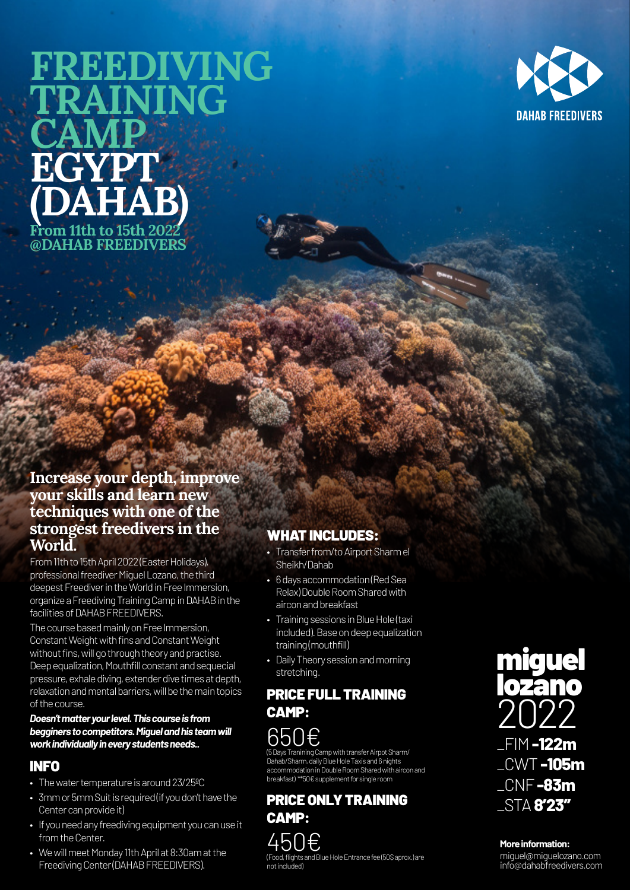# FREEDIVING TRAINING CAMP EGYPT (DAHAB)

**From 11th to 15th 2022 @DAHAB FREEDIVERS**

DAHAB FREEDIVERS

## Increase your depth, improve your skills and learn new techniques with one of the strongest freedivers in the World.

From 11th to 15th April 2022 (Easter Holidays), professional freediver Miguel Lozano, the third deepest Freediver in the World in Free Immersion, organize a Freediving Training Camp in DAHAB in the facilities of DAHAB FREEDIVERS.

The course based mainly on Free Immersion, Constant Weight with fins and Constant Weight without fins, will go through theory and practise. Deep equalization, Mouthfill constant and sequecial pressure, exhale diving, extender dive times at depth, relaxation and mental barriers, will be the main topics of the course.

***Doesn't matter your level. This course is from begginers to competitors. Miguel and his team will work individually in every students needs..***

## INFO

- The water temperature is around 23/25ºC
- 3mm or 5mm Suit is required (if you don't have the Center can provide it)
- If you need any freediving equipment you can use it from the Center.
- We will meet Monday 11th April at 8:30am at the Freediving Center (DAHAB FREEDIVERS).

## WHAT INCLUDES:

- Transfer from/to Airport Sharm el Sheikh/Dahab
- 6 days accommodation (Red Sea Relax) Double Room Shared with aircon and breakfast
- Training sessions in Blue Hole (taxi included). Base on deep equalization training (mouthfill)
- Daily Theory session and morning stretching.

## PRICE FULL TRAINING CAMP:

650€

(5 Days Tranining Camp with transfer Airpot Sharm/Dahab/Sharm, daily Blue Hole Taxis and 6 nights accommodation in Double Room Shared with aircon and breakfast) **50€ supplement for single room

## PRICE ONLY TRAINING CAMP:

450€

(Food, flights and Blue Hole Entrance fee (50$ aprox.) are not included)

**miguel lozano** 2022

_FIM **-122m**
_CWT **-105m**
_CNF **-83m**
_STA **8'23"**

**More information:**
miguel@miguelozano.com
info@dahabfreedivers.com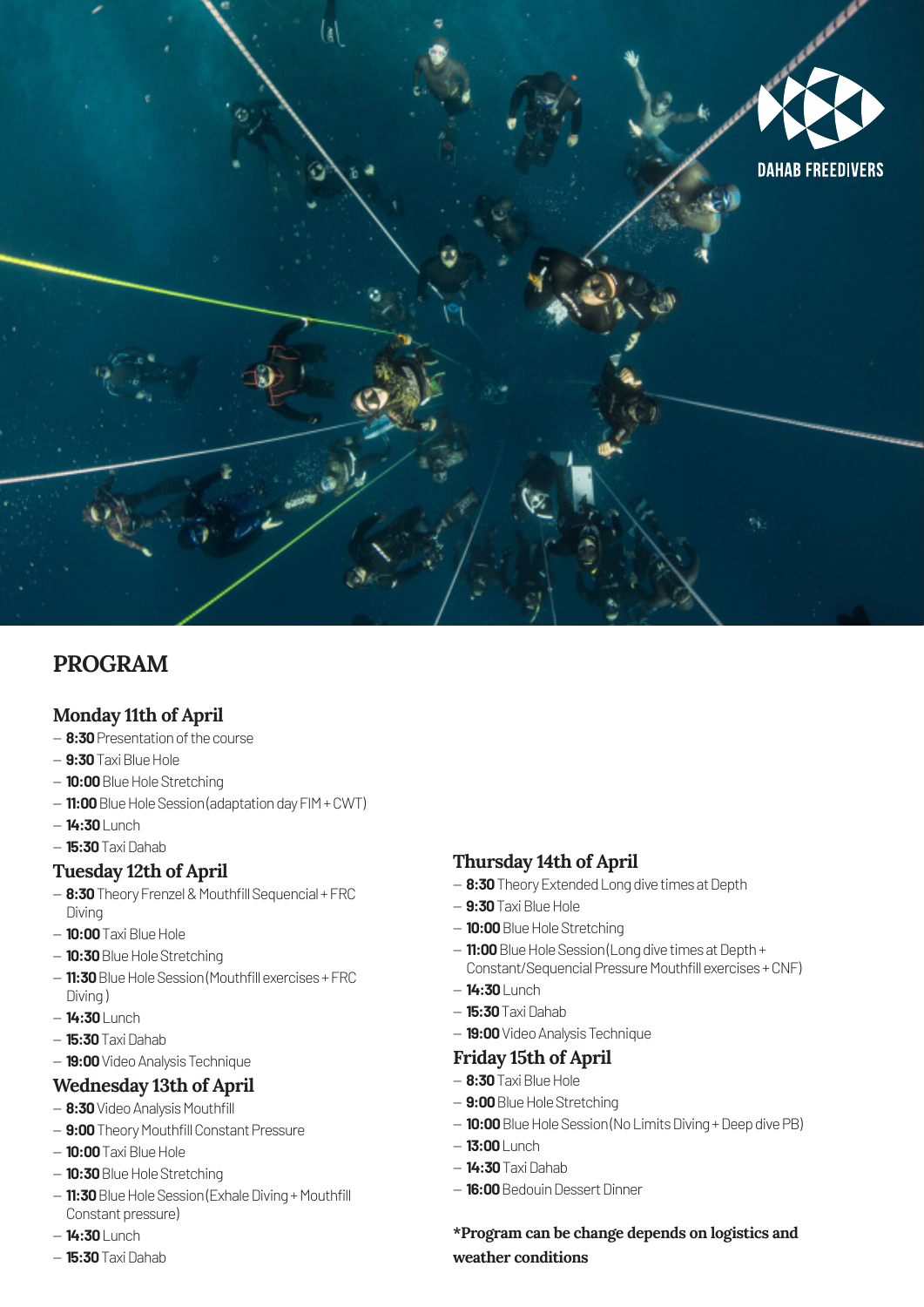DAHAB FREEDIVERS

# PROGRAM

## Monday 11th of April

- **8:30** Presentation of the course
- **9:30** Taxi Blue Hole
- **10:00** Blue Hole Stretching
- **11:00** Blue Hole Session (adaptation day FIM + CWT)
- **14:30** Lunch
- **15:30** Taxi Dahab

## Tuesday 12th of April

- **8:30** Theory Frenzel & Mouthfill Sequencial + FRC Diving
- **10:00** Taxi Blue Hole
- **10:30** Blue Hole Stretching
- **11:30** Blue Hole Session (Mouthfill exercises + FRC Diving )
- **14:30** Lunch
- **15:30** Taxi Dahab
- **19:00** Video Analysis Technique

## Wednesday 13th of April

- **8:30** Video Analysis Mouthfill
- **9:00** Theory Mouthfill Constant Pressure
- **10:00** Taxi Blue Hole
- **10:30** Blue Hole Stretching
- **11:30** Blue Hole Session (Exhale Diving + Mouthfill Constant pressure)
- **14:30** Lunch
- **15:30** Taxi Dahab

## Thursday 14th of April

- **8:30** Theory Extended Long dive times at Depth
- **9:30** Taxi Blue Hole
- **10:00** Blue Hole Stretching
- **11:00** Blue Hole Session (Long dive times at Depth + Constant/Sequencial Pressure Mouthfill exercises + CNF)
- **14:30** Lunch
- **15:30** Taxi Dahab
- **19:00** Video Analysis Technique

## Friday 15th of April

- **8:30** Taxi Blue Hole
- **9:00** Blue Hole Stretching
- **10:00** Blue Hole Session (No Limits Diving + Deep dive PB)
- **13:00** Lunch
- **14:30** Taxi Dahab
- **16:00** Bedouin Dessert Dinner

**\*Program can be change depends on logistics and weather conditions**